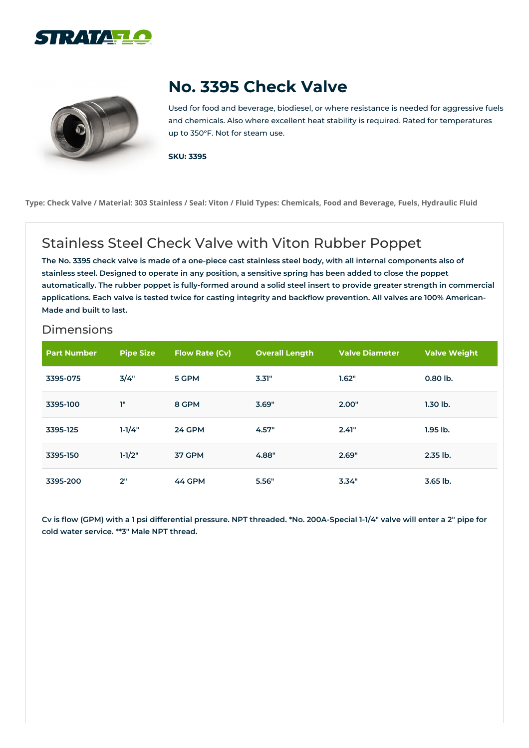# No. 3395 Check Valve

Used for food and beverage, biodiesel, or where resistance is needed for aggressive fuels and chemicals. Also where excellent heat stability is required. Rated for temperatures up to 350°F. Not for steam use.

**SKU: 3395**

**Type: Check Valve / Material: 303 Stainless / Seal: Viton / Fluid Types: Chemicals, Food and Beverage, Fuels, Hydraulic Fluid**

## Stainless Steel Check Valve with Viton Rubber Poppet

**The No. 3395 check valve is made of a one-piece cast stainless steel body, with all internal components also of stainless steel. Designed to operate in any position, a sensitive spring has been added to close the poppet automatically. The rubber poppet is fully-formed around a solid steel insert to provide greater strength in commercial applications. Each valve is tested twice for casting integrity and backflow prevention. All valves are 100% American-Made and built to last.**

### Dimensions

| Part Number | Pipe Size | Flow Rate (Cv) | Overall Length | Valve Diameter | Valve Weight |
|---|---|---|---|---|---|
| 3395-075 | 3/4" | 5 GPM | 3.31" | 1.62" | 0.80 lb. |
| 3395-100 | 1" | 8 GPM | 3.69" | 2.00" | 1.30 lb. |
| 3395-125 | 1-1/4" | 24 GPM | 4.57" | 2.41" | 1.95 lb. |
| 3395-150 | 1-1/2" | 37 GPM | 4.88" | 2.69" | 2.35 lb. |
| 3395-200 | 2" | 44 GPM | 5.56" | 3.34" | 3.65 lb. |

**Cv is flow (GPM) with a 1 psi differential pressure. NPT threaded. *No. 200A-Special 1-1/4" valve will enter a 2" pipe for cold water service. **3" Male NPT thread.**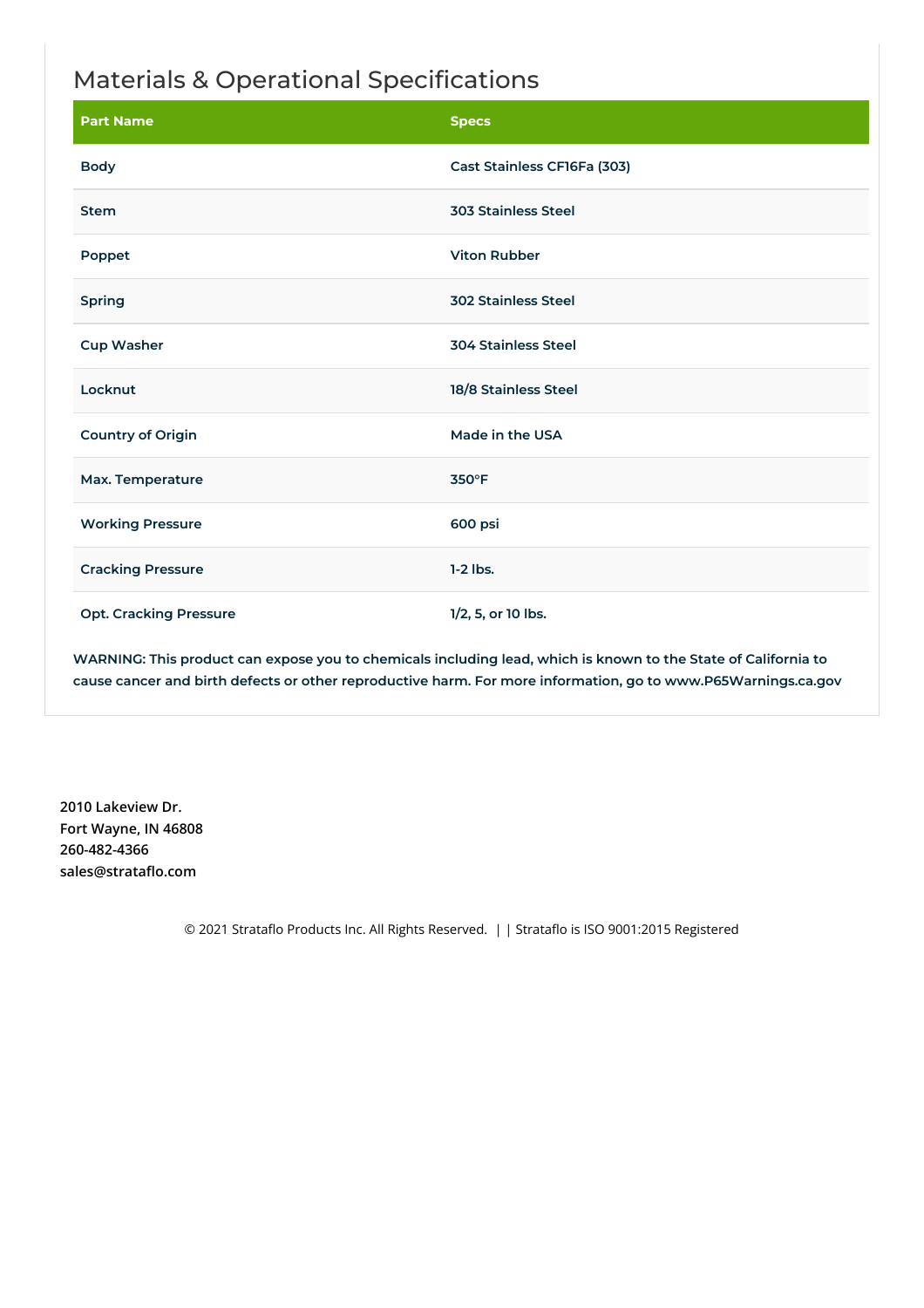## Materials & Operational Specifications

| Part Name | Specs |
|---|---|
| Body | Cast Stainless CF16Fa (303) |
| Stem | 303 Stainless Steel |
| Poppet | Viton Rubber |
| Spring | 302 Stainless Steel |
| Cup Washer | 304 Stainless Steel |
| Locknut | 18/8 Stainless Steel |
| Country of Origin | Made in the USA |
| Max. Temperature | 350°F |
| Working Pressure | 600 psi |
| Cracking Pressure | 1-2 lbs. |
| Opt. Cracking Pressure | 1/2, 5, or 10 lbs. |

**WARNING: This product can expose you to chemicals including lead, which is known to the State of California to cause cancer and birth defects or other reproductive harm. For more information, go to www.P65Warnings.ca.gov**

**2010 Lakeview Dr.**
**Fort Wayne, IN 46808**
**260-482-4366**
**sales@strataflo.com**

© 2021 Strataflo Products Inc. All Rights Reserved. | | Strataflo is ISO 9001:2015 Registered